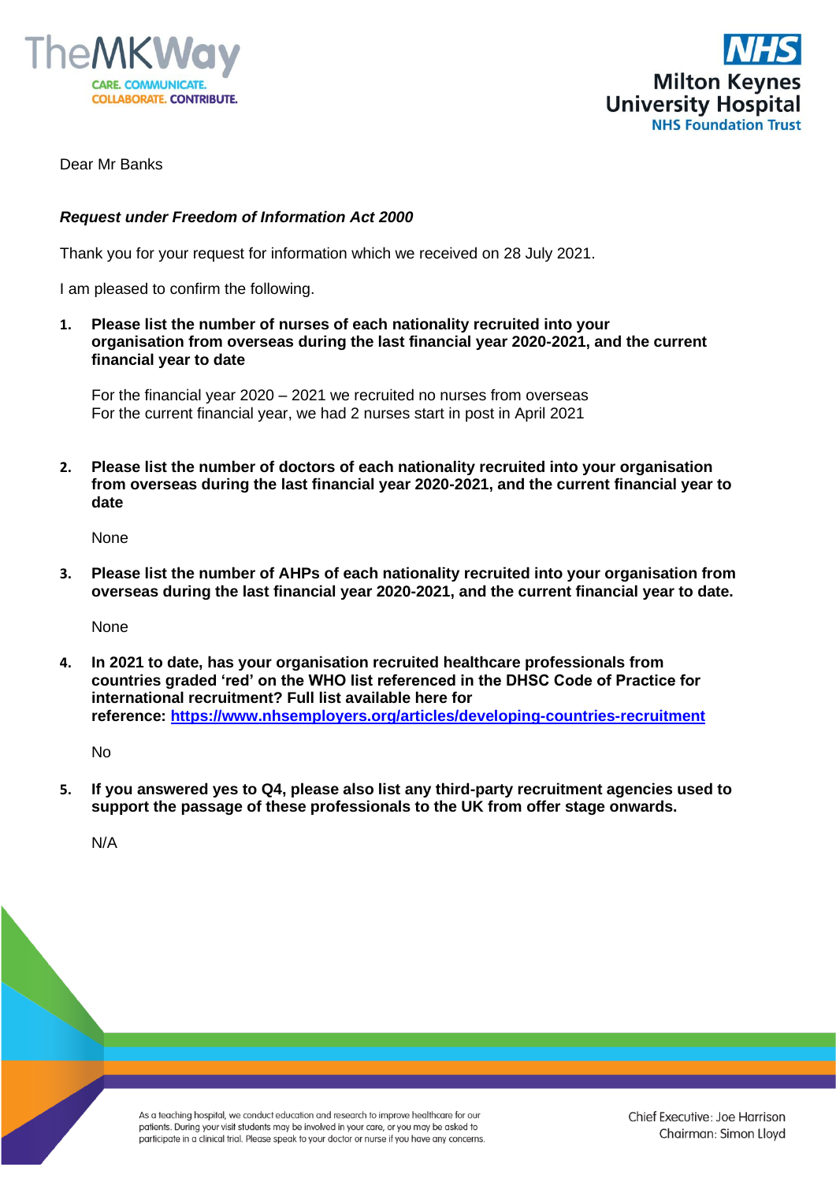Dear Mr Banks

***Request under Freedom of Information Act 2000***

Thank you for your request for information which we received on 28 July 2021.

I am pleased to confirm the following.

1. **Please list the number of nurses of each nationality recruited into your organisation from overseas during the last financial year 2020-2021, and the current financial year to date**

   For the financial year 2020 – 2021 we recruited no nurses from overseas
   For the current financial year, we had 2 nurses start in post in April 2021

2. **Please list the number of doctors of each nationality recruited into your organisation from overseas during the last financial year 2020-2021, and the current financial year to date**

   None

3. **Please list the number of AHPs of each nationality recruited into your organisation from overseas during the last financial year 2020-2021, and the current financial year to date.**

   None

4. **In 2021 to date, has your organisation recruited healthcare professionals from countries graded 'red' on the WHO list referenced in the DHSC Code of Practice for international recruitment? Full list available here for reference: [https://www.nhsemployers.org/articles/developing-countries-recruitment](https://www.nhsemployers.org/articles/developing-countries-recruitment)**

   No

5. **If you answered yes to Q4, please also list any third-party recruitment agencies used to support the passage of these professionals to the UK from offer stage onwards.**

   N/A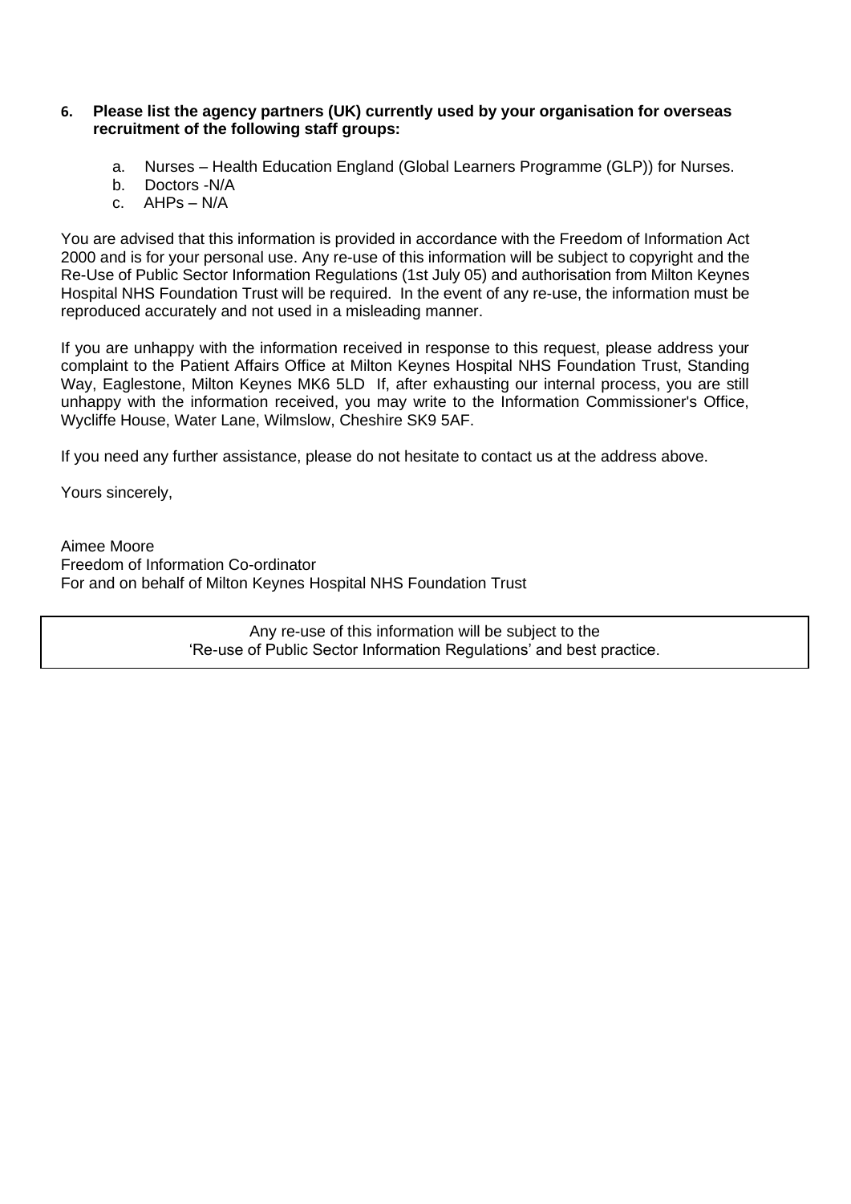6. **Please list the agency partners (UK) currently used by your organisation for overseas recruitment of the following staff groups:**

   a. Nurses – Health Education England (Global Learners Programme (GLP)) for Nurses.
   b. Doctors -N/A
   c. AHPs – N/A

You are advised that this information is provided in accordance with the Freedom of Information Act 2000 and is for your personal use. Any re-use of this information will be subject to copyright and the Re-Use of Public Sector Information Regulations (1st July 05) and authorisation from Milton Keynes Hospital NHS Foundation Trust will be required. In the event of any re-use, the information must be reproduced accurately and not used in a misleading manner.

If you are unhappy with the information received in response to this request, please address your complaint to the Patient Affairs Office at Milton Keynes Hospital NHS Foundation Trust, Standing Way, Eaglestone, Milton Keynes MK6 5LD If, after exhausting our internal process, you are still unhappy with the information received, you may write to the Information Commissioner's Office, Wycliffe House, Water Lane, Wilmslow, Cheshire SK9 5AF.

If you need any further assistance, please do not hesitate to contact us at the address above.

Yours sincerely,

Aimee Moore
Freedom of Information Co-ordinator
For and on behalf of Milton Keynes Hospital NHS Foundation Trust

Any re-use of this information will be subject to the
'Re-use of Public Sector Information Regulations' and best practice.